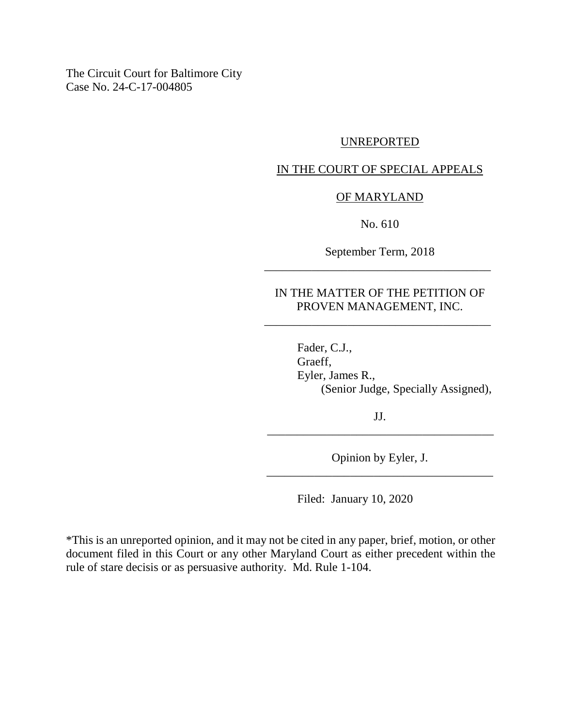The Circuit Court for Baltimore City
Case No. 24-C-17-004805

UNREPORTED

IN THE COURT OF SPECIAL APPEALS

OF MARYLAND

No. 610

September Term, 2018

---

IN THE MATTER OF THE PETITION OF PROVEN MANAGEMENT, INC.

---

Fader, C.J.,
Graeff,
Eyler, James R.,
(Senior Judge, Specially Assigned),

JJ.

---

Opinion by Eyler, J.

---

Filed: January 10, 2020

*This is an unreported opinion, and it may not be cited in any paper, brief, motion, or other document filed in this Court or any other Maryland Court as either precedent within the rule of stare decisis or as persuasive authority. Md. Rule 1-104.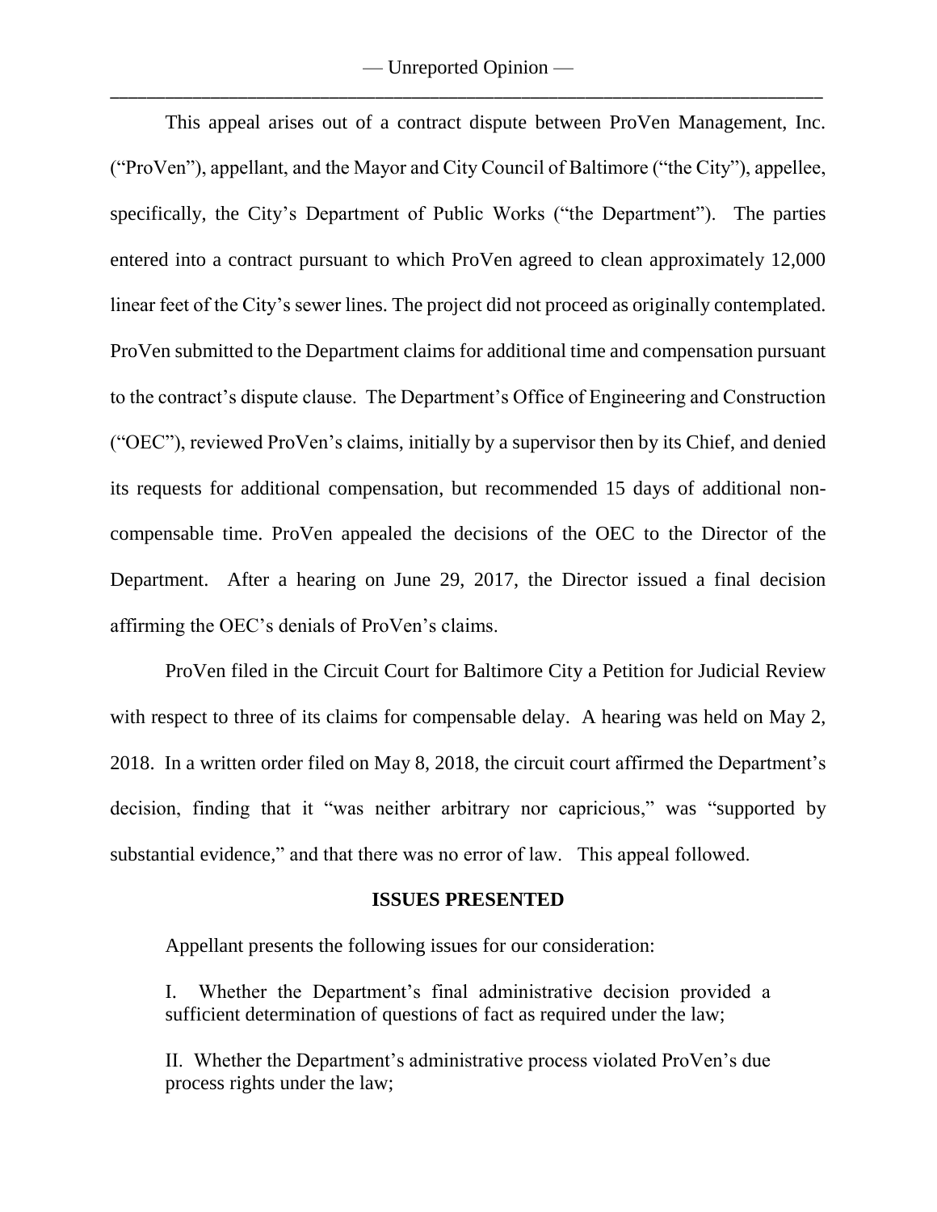This appeal arises out of a contract dispute between ProVen Management, Inc. ("ProVen"), appellant, and the Mayor and City Council of Baltimore ("the City"), appellee, specifically, the City's Department of Public Works ("the Department"). The parties entered into a contract pursuant to which ProVen agreed to clean approximately 12,000 linear feet of the City's sewer lines. The project did not proceed as originally contemplated. ProVen submitted to the Department claims for additional time and compensation pursuant to the contract's dispute clause. The Department's Office of Engineering and Construction ("OEC"), reviewed ProVen's claims, initially by a supervisor then by its Chief, and denied its requests for additional compensation, but recommended 15 days of additional non-compensable time. ProVen appealed the decisions of the OEC to the Director of the Department. After a hearing on June 29, 2017, the Director issued a final decision affirming the OEC's denials of ProVen's claims.

ProVen filed in the Circuit Court for Baltimore City a Petition for Judicial Review with respect to three of its claims for compensable delay. A hearing was held on May 2, 2018. In a written order filed on May 8, 2018, the circuit court affirmed the Department's decision, finding that it "was neither arbitrary nor capricious," was "supported by substantial evidence," and that there was no error of law. This appeal followed.

## ISSUES PRESENTED

Appellant presents the following issues for our consideration:

> I. Whether the Department's final administrative decision provided a sufficient determination of questions of fact as required under the law;
>
> II. Whether the Department's administrative process violated ProVen's due process rights under the law;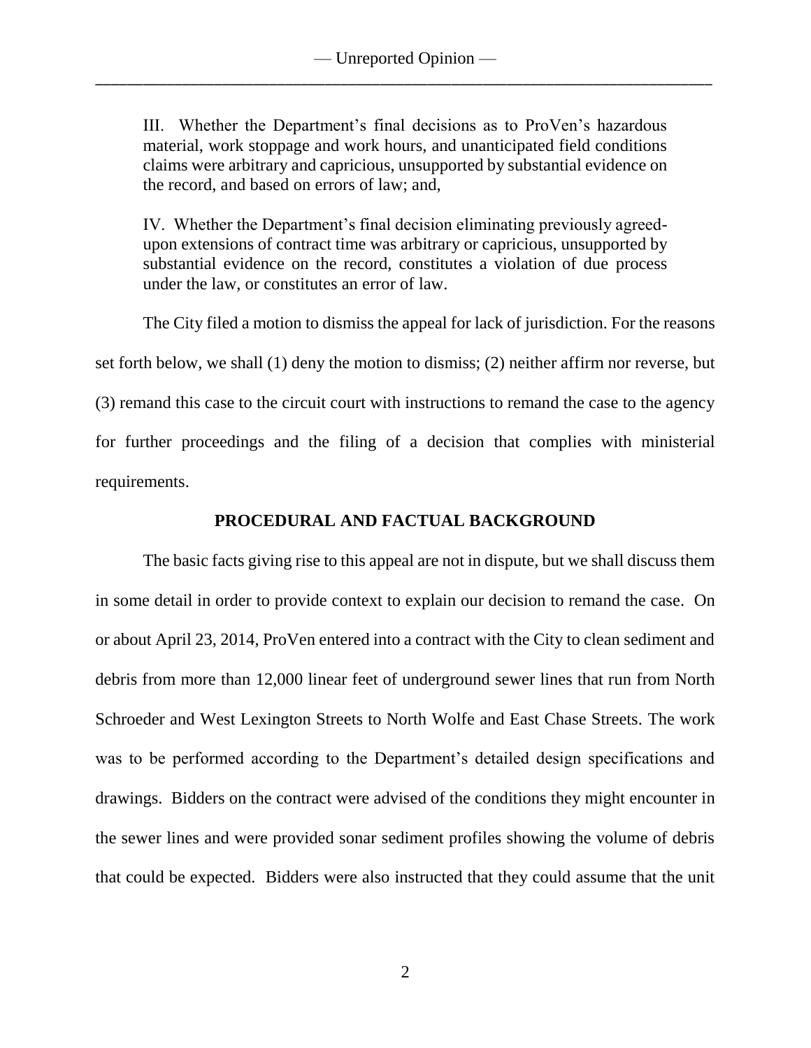III. Whether the Department's final decisions as to ProVen's hazardous material, work stoppage and work hours, and unanticipated field conditions claims were arbitrary and capricious, unsupported by substantial evidence on the record, and based on errors of law; and,

IV. Whether the Department's final decision eliminating previously agreed-upon extensions of contract time was arbitrary or capricious, unsupported by substantial evidence on the record, constitutes a violation of due process under the law, or constitutes an error of law.

The City filed a motion to dismiss the appeal for lack of jurisdiction. For the reasons set forth below, we shall (1) deny the motion to dismiss; (2) neither affirm nor reverse, but (3) remand this case to the circuit court with instructions to remand the case to the agency for further proceedings and the filing of a decision that complies with ministerial requirements.

## PROCEDURAL AND FACTUAL BACKGROUND

The basic facts giving rise to this appeal are not in dispute, but we shall discuss them in some detail in order to provide context to explain our decision to remand the case. On or about April 23, 2014, ProVen entered into a contract with the City to clean sediment and debris from more than 12,000 linear feet of underground sewer lines that run from North Schroeder and West Lexington Streets to North Wolfe and East Chase Streets. The work was to be performed according to the Department's detailed design specifications and drawings. Bidders on the contract were advised of the conditions they might encounter in the sewer lines and were provided sonar sediment profiles showing the volume of debris that could be expected. Bidders were also instructed that they could assume that the unit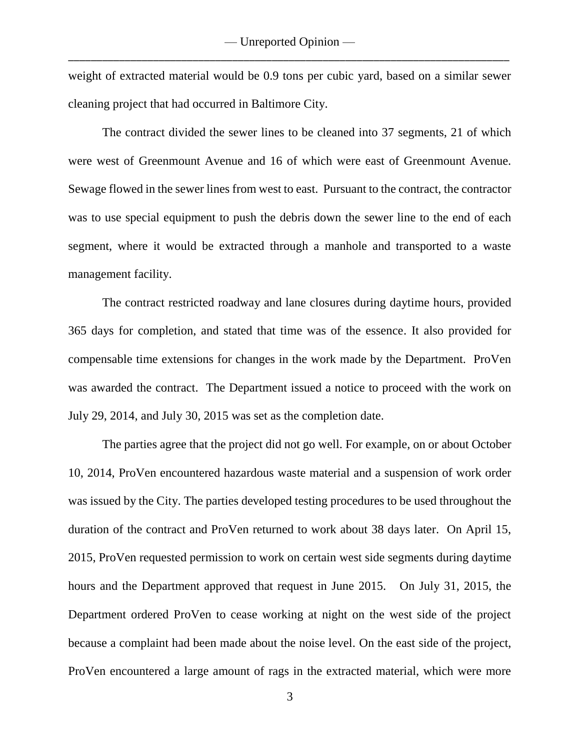weight of extracted material would be 0.9 tons per cubic yard, based on a similar sewer cleaning project that had occurred in Baltimore City.

The contract divided the sewer lines to be cleaned into 37 segments, 21 of which were west of Greenmount Avenue and 16 of which were east of Greenmount Avenue. Sewage flowed in the sewer lines from west to east. Pursuant to the contract, the contractor was to use special equipment to push the debris down the sewer line to the end of each segment, where it would be extracted through a manhole and transported to a waste management facility.

The contract restricted roadway and lane closures during daytime hours, provided 365 days for completion, and stated that time was of the essence. It also provided for compensable time extensions for changes in the work made by the Department. ProVen was awarded the contract. The Department issued a notice to proceed with the work on July 29, 2014, and July 30, 2015 was set as the completion date.

The parties agree that the project did not go well. For example, on or about October 10, 2014, ProVen encountered hazardous waste material and a suspension of work order was issued by the City. The parties developed testing procedures to be used throughout the duration of the contract and ProVen returned to work about 38 days later. On April 15, 2015, ProVen requested permission to work on certain west side segments during daytime hours and the Department approved that request in June 2015. On July 31, 2015, the Department ordered ProVen to cease working at night on the west side of the project because a complaint had been made about the noise level. On the east side of the project, ProVen encountered a large amount of rags in the extracted material, which were more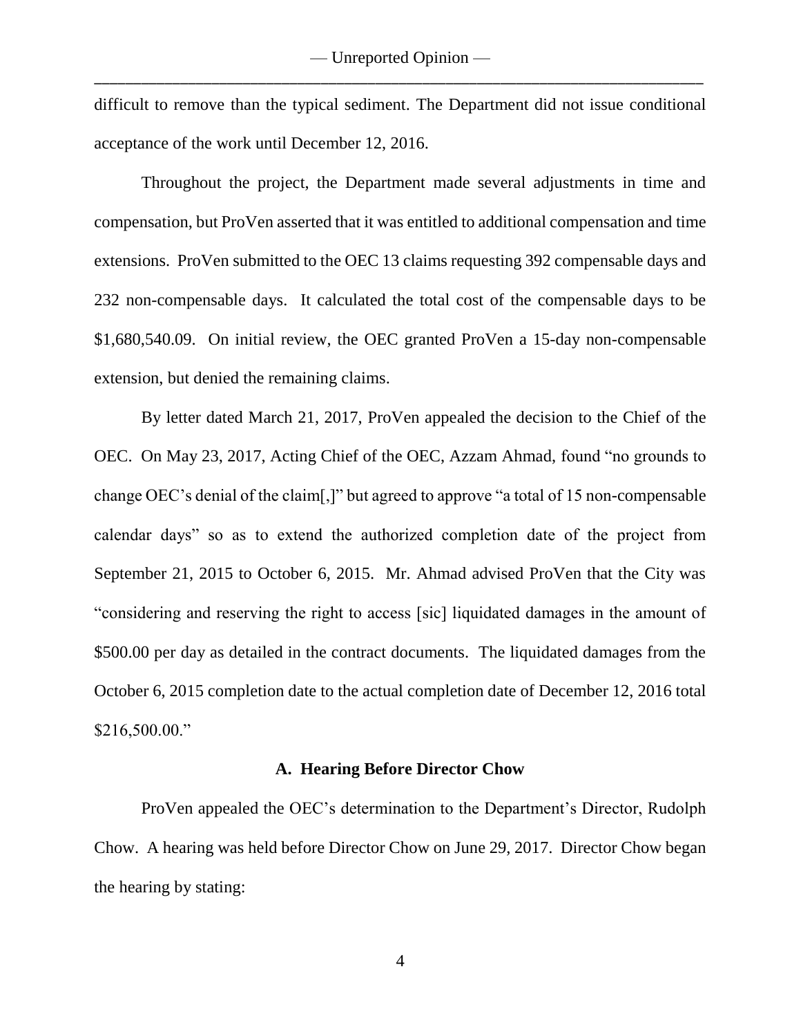difficult to remove than the typical sediment. The Department did not issue conditional acceptance of the work until December 12, 2016.

Throughout the project, the Department made several adjustments in time and compensation, but ProVen asserted that it was entitled to additional compensation and time extensions. ProVen submitted to the OEC 13 claims requesting 392 compensable days and 232 non-compensable days. It calculated the total cost of the compensable days to be $1,680,540.09. On initial review, the OEC granted ProVen a 15-day non-compensable extension, but denied the remaining claims.

By letter dated March 21, 2017, ProVen appealed the decision to the Chief of the OEC. On May 23, 2017, Acting Chief of the OEC, Azzam Ahmad, found "no grounds to change OEC's denial of the claim[,]" but agreed to approve "a total of 15 non-compensable calendar days" so as to extend the authorized completion date of the project from September 21, 2015 to October 6, 2015. Mr. Ahmad advised ProVen that the City was "considering and reserving the right to access [sic] liquidated damages in the amount of $500.00 per day as detailed in the contract documents. The liquidated damages from the October 6, 2015 completion date to the actual completion date of December 12, 2016 total $216,500.00."

### A. Hearing Before Director Chow

ProVen appealed the OEC's determination to the Department's Director, Rudolph Chow. A hearing was held before Director Chow on June 29, 2017. Director Chow began the hearing by stating: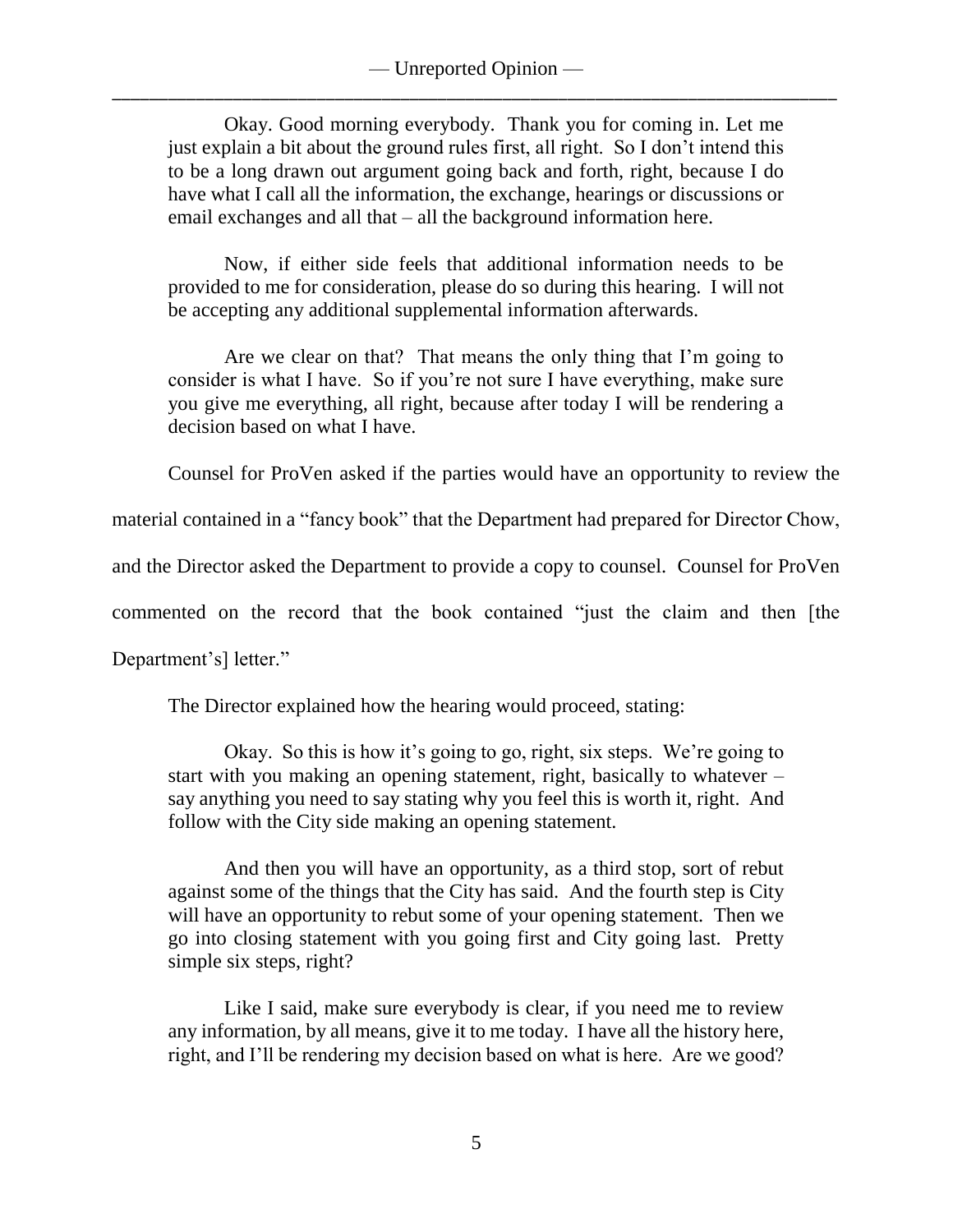> Okay. Good morning everybody. Thank you for coming in. Let me just explain a bit about the ground rules first, all right. So I don't intend this to be a long drawn out argument going back and forth, right, because I do have what I call all the information, the exchange, hearings or discussions or email exchanges and all that – all the background information here.
>
> Now, if either side feels that additional information needs to be provided to me for consideration, please do so during this hearing. I will not be accepting any additional supplemental information afterwards.
>
> Are we clear on that? That means the only thing that I'm going to consider is what I have. So if you're not sure I have everything, make sure you give me everything, all right, because after today I will be rendering a decision based on what I have.

Counsel for ProVen asked if the parties would have an opportunity to review the material contained in a "fancy book" that the Department had prepared for Director Chow, and the Director asked the Department to provide a copy to counsel. Counsel for ProVen commented on the record that the book contained "just the claim and then [the Department's] letter."

The Director explained how the hearing would proceed, stating:

> Okay. So this is how it's going to go, right, six steps. We're going to start with you making an opening statement, right, basically to whatever – say anything you need to say stating why you feel this is worth it, right. And follow with the City side making an opening statement.
>
> And then you will have an opportunity, as a third stop, sort of rebut against some of the things that the City has said. And the fourth step is City will have an opportunity to rebut some of your opening statement. Then we go into closing statement with you going first and City going last. Pretty simple six steps, right?
>
> Like I said, make sure everybody is clear, if you need me to review any information, by all means, give it to me today. I have all the history here, right, and I'll be rendering my decision based on what is here. Are we good?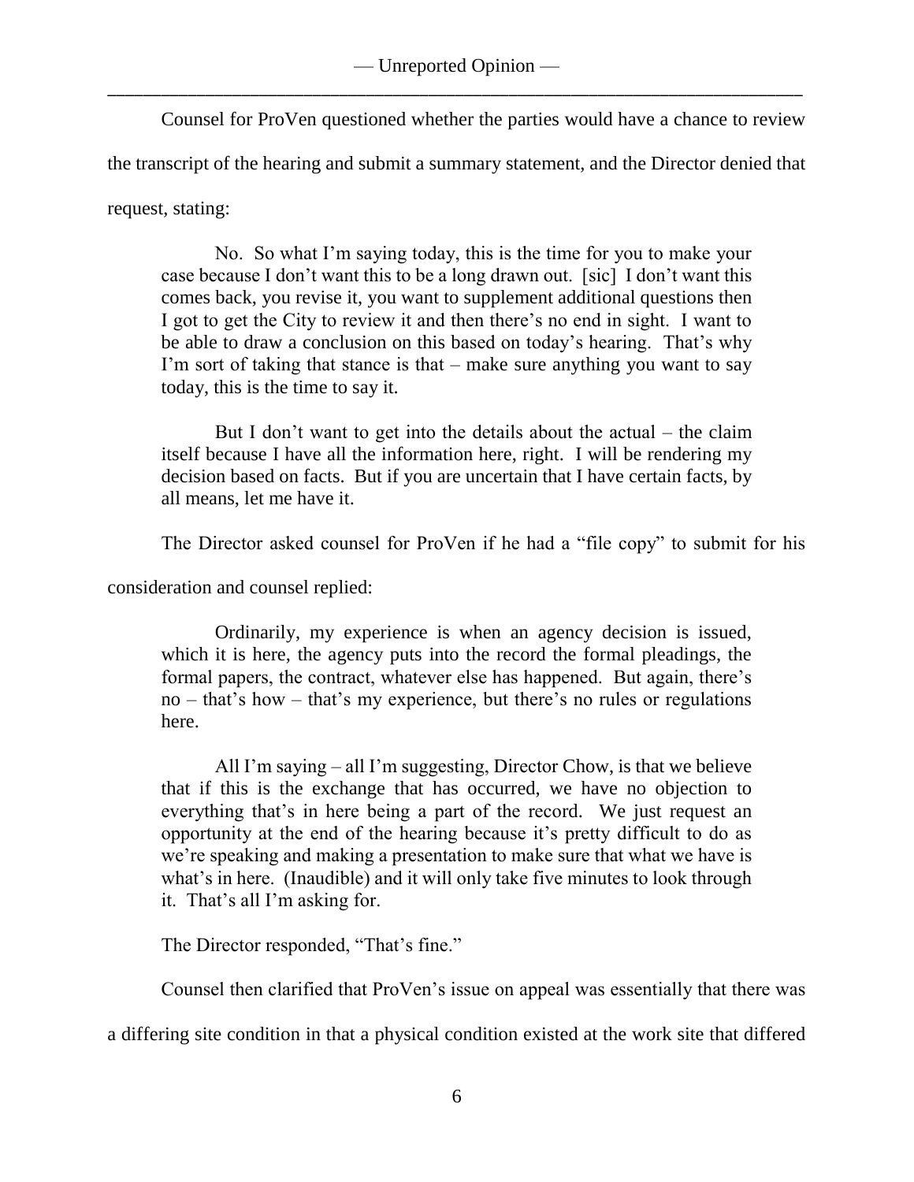Counsel for ProVen questioned whether the parties would have a chance to review the transcript of the hearing and submit a summary statement, and the Director denied that request, stating:

> No. So what I'm saying today, this is the time for you to make your case because I don't want this to be a long drawn out. [sic] I don't want this comes back, you revise it, you want to supplement additional questions then I got to get the City to review it and then there's no end in sight. I want to be able to draw a conclusion on this based on today's hearing. That's why I'm sort of taking that stance is that – make sure anything you want to say today, this is the time to say it.
>
> But I don't want to get into the details about the actual – the claim itself because I have all the information here, right. I will be rendering my decision based on facts. But if you are uncertain that I have certain facts, by all means, let me have it.

The Director asked counsel for ProVen if he had a "file copy" to submit for his consideration and counsel replied:

> Ordinarily, my experience is when an agency decision is issued, which it is here, the agency puts into the record the formal pleadings, the formal papers, the contract, whatever else has happened. But again, there's no – that's how – that's my experience, but there's no rules or regulations here.
>
> All I'm saying – all I'm suggesting, Director Chow, is that we believe that if this is the exchange that has occurred, we have no objection to everything that's in here being a part of the record. We just request an opportunity at the end of the hearing because it's pretty difficult to do as we're speaking and making a presentation to make sure that what we have is what's in here. (Inaudible) and it will only take five minutes to look through it. That's all I'm asking for.

The Director responded, "That's fine."

Counsel then clarified that ProVen's issue on appeal was essentially that there was a differing site condition in that a physical condition existed at the work site that differed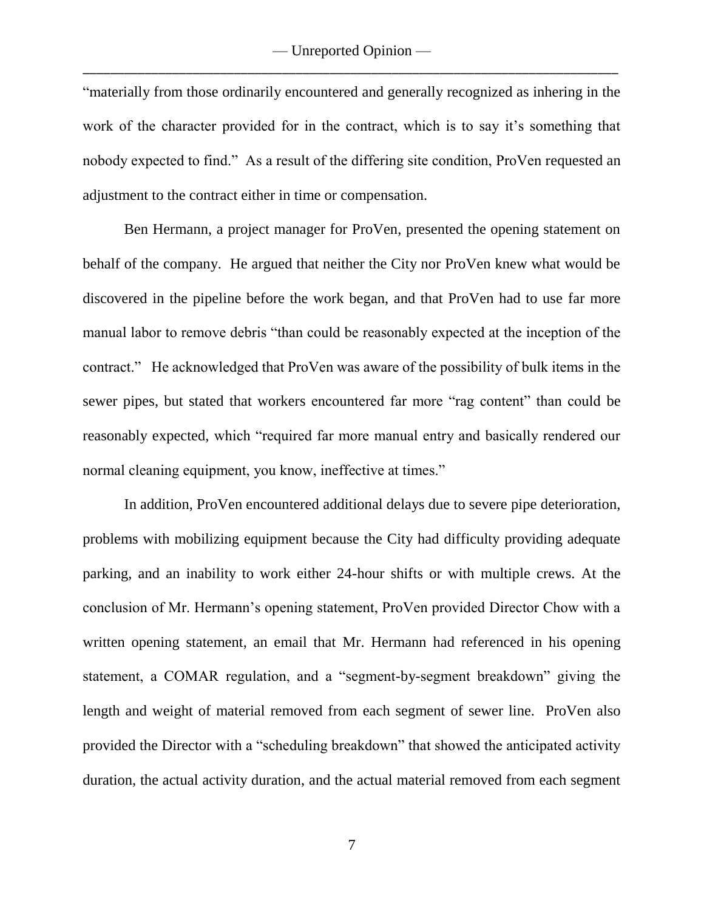"materially from those ordinarily encountered and generally recognized as inhering in the work of the character provided for in the contract, which is to say it's something that nobody expected to find." As a result of the differing site condition, ProVen requested an adjustment to the contract either in time or compensation.

Ben Hermann, a project manager for ProVen, presented the opening statement on behalf of the company. He argued that neither the City nor ProVen knew what would be discovered in the pipeline before the work began, and that ProVen had to use far more manual labor to remove debris "than could be reasonably expected at the inception of the contract." He acknowledged that ProVen was aware of the possibility of bulk items in the sewer pipes, but stated that workers encountered far more "rag content" than could be reasonably expected, which "required far more manual entry and basically rendered our normal cleaning equipment, you know, ineffective at times."

In addition, ProVen encountered additional delays due to severe pipe deterioration, problems with mobilizing equipment because the City had difficulty providing adequate parking, and an inability to work either 24-hour shifts or with multiple crews. At the conclusion of Mr. Hermann's opening statement, ProVen provided Director Chow with a written opening statement, an email that Mr. Hermann had referenced in his opening statement, a COMAR regulation, and a "segment-by-segment breakdown" giving the length and weight of material removed from each segment of sewer line. ProVen also provided the Director with a "scheduling breakdown" that showed the anticipated activity duration, the actual activity duration, and the actual material removed from each segment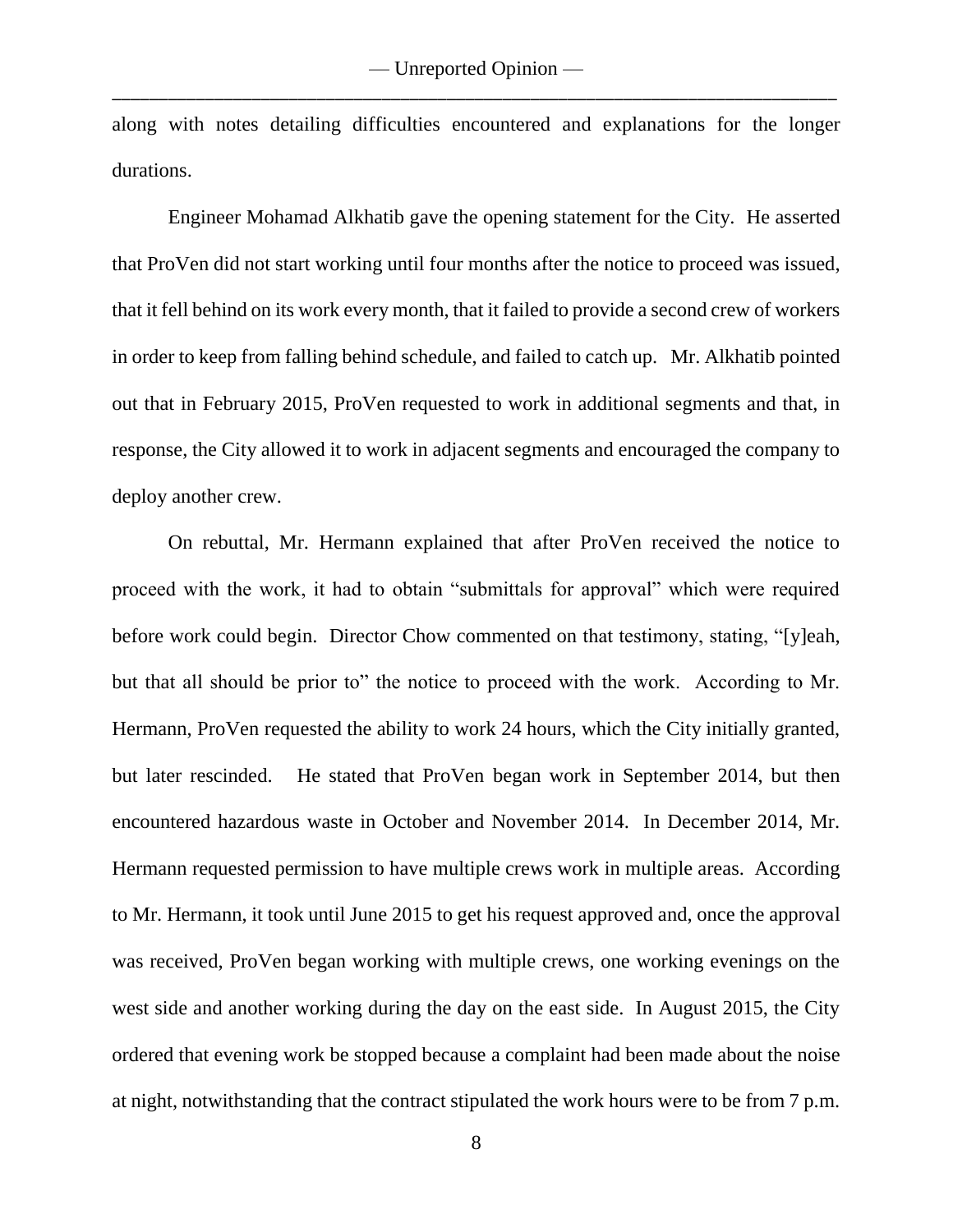along with notes detailing difficulties encountered and explanations for the longer durations.

Engineer Mohamad Alkhatib gave the opening statement for the City. He asserted that ProVen did not start working until four months after the notice to proceed was issued, that it fell behind on its work every month, that it failed to provide a second crew of workers in order to keep from falling behind schedule, and failed to catch up. Mr. Alkhatib pointed out that in February 2015, ProVen requested to work in additional segments and that, in response, the City allowed it to work in adjacent segments and encouraged the company to deploy another crew.

On rebuttal, Mr. Hermann explained that after ProVen received the notice to proceed with the work, it had to obtain "submittals for approval" which were required before work could begin. Director Chow commented on that testimony, stating, "[y]eah, but that all should be prior to" the notice to proceed with the work. According to Mr. Hermann, ProVen requested the ability to work 24 hours, which the City initially granted, but later rescinded. He stated that ProVen began work in September 2014, but then encountered hazardous waste in October and November 2014. In December 2014, Mr. Hermann requested permission to have multiple crews work in multiple areas. According to Mr. Hermann, it took until June 2015 to get his request approved and, once the approval was received, ProVen began working with multiple crews, one working evenings on the west side and another working during the day on the east side. In August 2015, the City ordered that evening work be stopped because a complaint had been made about the noise at night, notwithstanding that the contract stipulated the work hours were to be from 7 p.m.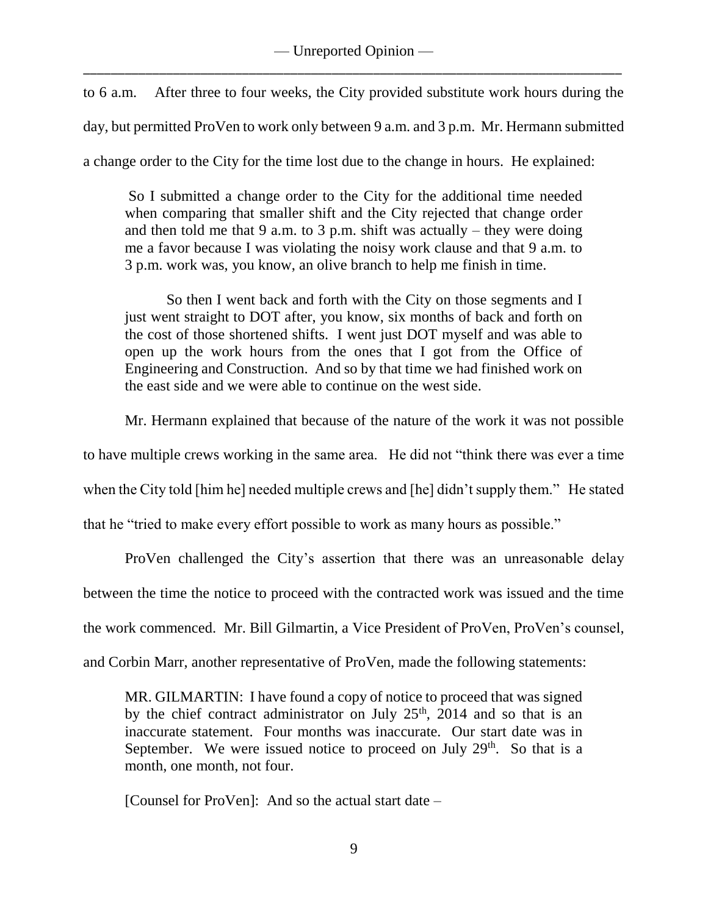to 6 a.m. After three to four weeks, the City provided substitute work hours during the day, but permitted ProVen to work only between 9 a.m. and 3 p.m. Mr. Hermann submitted a change order to the City for the time lost due to the change in hours. He explained:

> So I submitted a change order to the City for the additional time needed when comparing that smaller shift and the City rejected that change order and then told me that 9 a.m. to 3 p.m. shift was actually – they were doing me a favor because I was violating the noisy work clause and that 9 a.m. to 3 p.m. work was, you know, an olive branch to help me finish in time.
>
> So then I went back and forth with the City on those segments and I just went straight to DOT after, you know, six months of back and forth on the cost of those shortened shifts. I went just DOT myself and was able to open up the work hours from the ones that I got from the Office of Engineering and Construction. And so by that time we had finished work on the east side and we were able to continue on the west side.

Mr. Hermann explained that because of the nature of the work it was not possible to have multiple crews working in the same area. He did not "think there was ever a time when the City told [him he] needed multiple crews and [he] didn't supply them." He stated that he "tried to make every effort possible to work as many hours as possible."

ProVen challenged the City's assertion that there was an unreasonable delay between the time the notice to proceed with the contracted work was issued and the time the work commenced. Mr. Bill Gilmartin, a Vice President of ProVen, ProVen's counsel, and Corbin Marr, another representative of ProVen, made the following statements:

> MR. GILMARTIN: I have found a copy of notice to proceed that was signed by the chief contract administrator on July 25th, 2014 and so that is an inaccurate statement. Four months was inaccurate. Our start date was in September. We were issued notice to proceed on July 29th. So that is a month, one month, not four.
>
> [Counsel for ProVen]: And so the actual start date –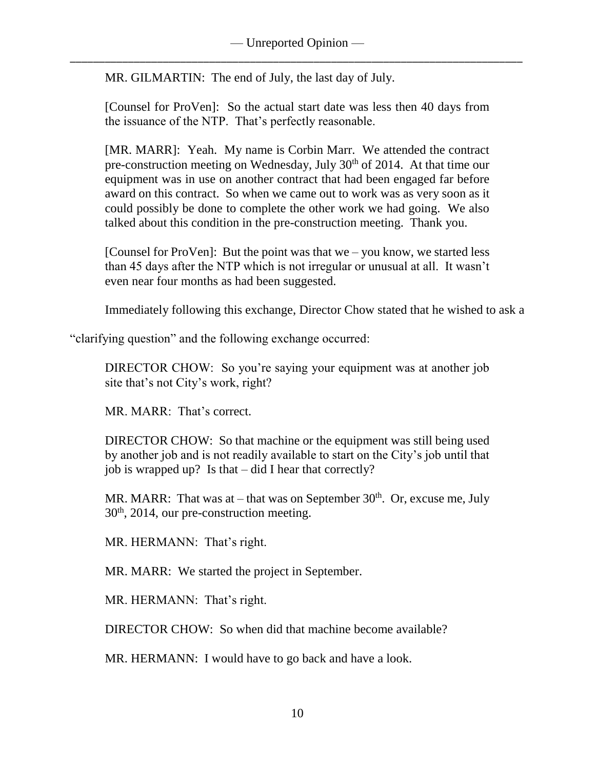MR. GILMARTIN: The end of July, the last day of July.

[Counsel for ProVen]: So the actual start date was less then 40 days from the issuance of the NTP. That's perfectly reasonable.

[MR. MARR]: Yeah. My name is Corbin Marr. We attended the contract pre-construction meeting on Wednesday, July 30th of 2014. At that time our equipment was in use on another contract that had been engaged far before award on this contract. So when we came out to work was as very soon as it could possibly be done to complete the other work we had going. We also talked about this condition in the pre-construction meeting. Thank you.

[Counsel for ProVen]: But the point was that we – you know, we started less than 45 days after the NTP which is not irregular or unusual at all. It wasn't even near four months as had been suggested.

Immediately following this exchange, Director Chow stated that he wished to ask a "clarifying question" and the following exchange occurred:

DIRECTOR CHOW: So you're saying your equipment was at another job site that's not City's work, right?

MR. MARR: That's correct.

DIRECTOR CHOW: So that machine or the equipment was still being used by another job and is not readily available to start on the City's job until that job is wrapped up? Is that – did I hear that correctly?

MR. MARR: That was at – that was on September 30th. Or, excuse me, July 30th, 2014, our pre-construction meeting.

MR. HERMANN: That's right.

MR. MARR: We started the project in September.

MR. HERMANN: That's right.

DIRECTOR CHOW: So when did that machine become available?

MR. HERMANN: I would have to go back and have a look.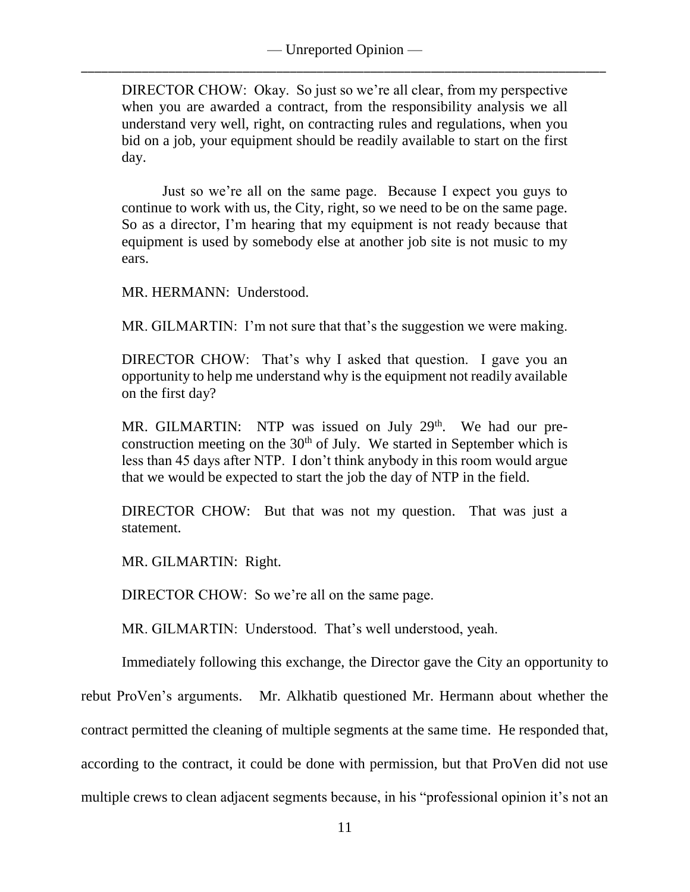DIRECTOR CHOW: Okay. So just so we're all clear, from my perspective when you are awarded a contract, from the responsibility analysis we all understand very well, right, on contracting rules and regulations, when you bid on a job, your equipment should be readily available to start on the first day.

Just so we're all on the same page. Because I expect you guys to continue to work with us, the City, right, so we need to be on the same page. So as a director, I'm hearing that my equipment is not ready because that equipment is used by somebody else at another job site is not music to my ears.

MR. HERMANN: Understood.

MR. GILMARTIN: I'm not sure that that's the suggestion we were making.

DIRECTOR CHOW: That's why I asked that question. I gave you an opportunity to help me understand why is the equipment not readily available on the first day?

MR. GILMARTIN: NTP was issued on July 29th. We had our pre-construction meeting on the 30th of July. We started in September which is less than 45 days after NTP. I don't think anybody in this room would argue that we would be expected to start the job the day of NTP in the field.

DIRECTOR CHOW: But that was not my question. That was just a statement.

MR. GILMARTIN: Right.

DIRECTOR CHOW: So we're all on the same page.

MR. GILMARTIN: Understood. That's well understood, yeah.

Immediately following this exchange, the Director gave the City an opportunity to rebut ProVen's arguments. Mr. Alkhatib questioned Mr. Hermann about whether the contract permitted the cleaning of multiple segments at the same time. He responded that, according to the contract, it could be done with permission, but that ProVen did not use multiple crews to clean adjacent segments because, in his "professional opinion it's not an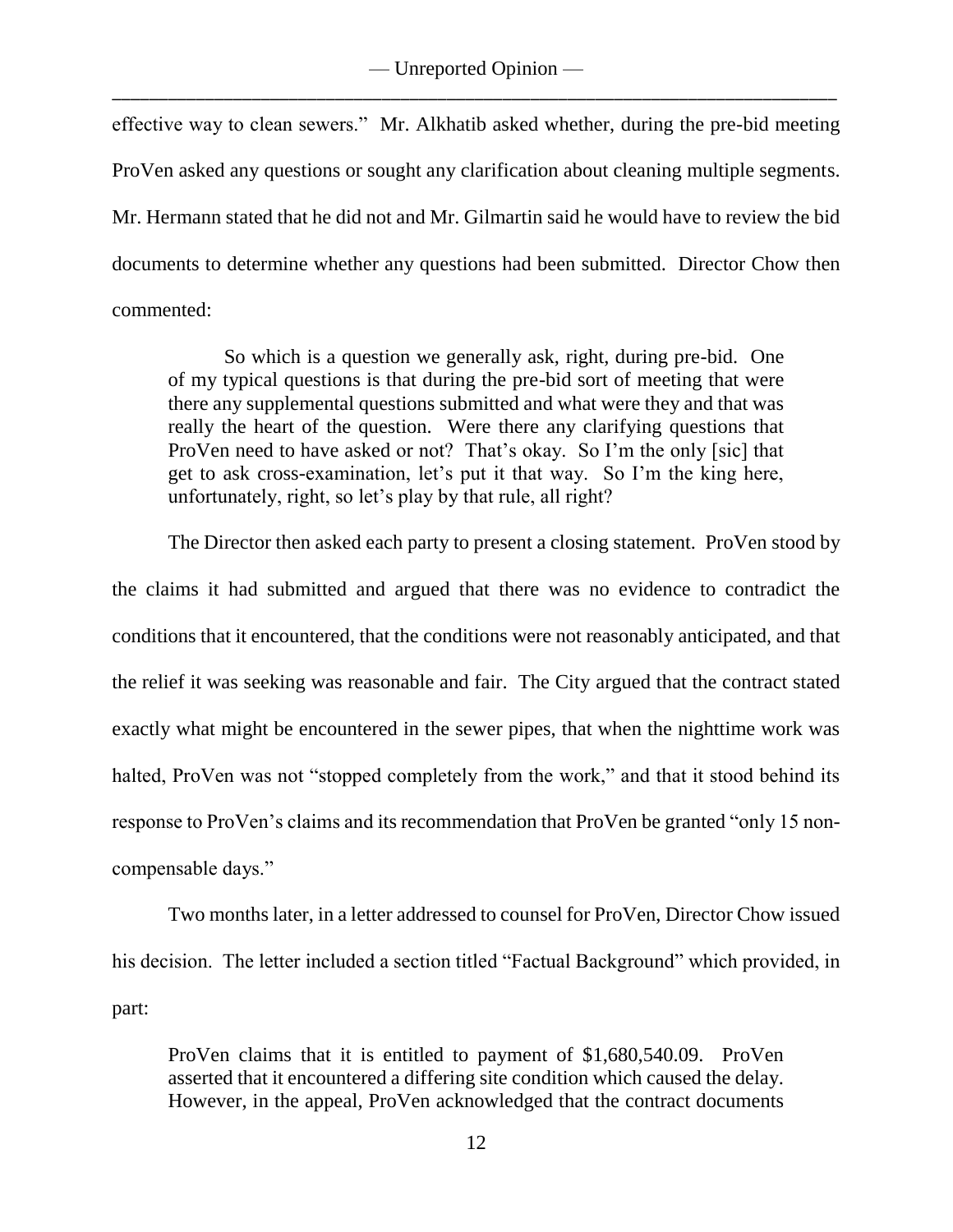effective way to clean sewers." Mr. Alkhatib asked whether, during the pre-bid meeting ProVen asked any questions or sought any clarification about cleaning multiple segments. Mr. Hermann stated that he did not and Mr. Gilmartin said he would have to review the bid documents to determine whether any questions had been submitted. Director Chow then commented:

> So which is a question we generally ask, right, during pre-bid. One of my typical questions is that during the pre-bid sort of meeting that were there any supplemental questions submitted and what were they and that was really the heart of the question. Were there any clarifying questions that ProVen need to have asked or not? That's okay. So I'm the only [sic] that get to ask cross-examination, let's put it that way. So I'm the king here, unfortunately, right, so let's play by that rule, all right?

The Director then asked each party to present a closing statement. ProVen stood by the claims it had submitted and argued that there was no evidence to contradict the conditions that it encountered, that the conditions were not reasonably anticipated, and that the relief it was seeking was reasonable and fair. The City argued that the contract stated exactly what might be encountered in the sewer pipes, that when the nighttime work was halted, ProVen was not "stopped completely from the work," and that it stood behind its response to ProVen's claims and its recommendation that ProVen be granted "only 15 non-compensable days."

Two months later, in a letter addressed to counsel for ProVen, Director Chow issued his decision. The letter included a section titled "Factual Background" which provided, in part:

> ProVen claims that it is entitled to payment of $1,680,540.09. ProVen asserted that it encountered a differing site condition which caused the delay. However, in the appeal, ProVen acknowledged that the contract documents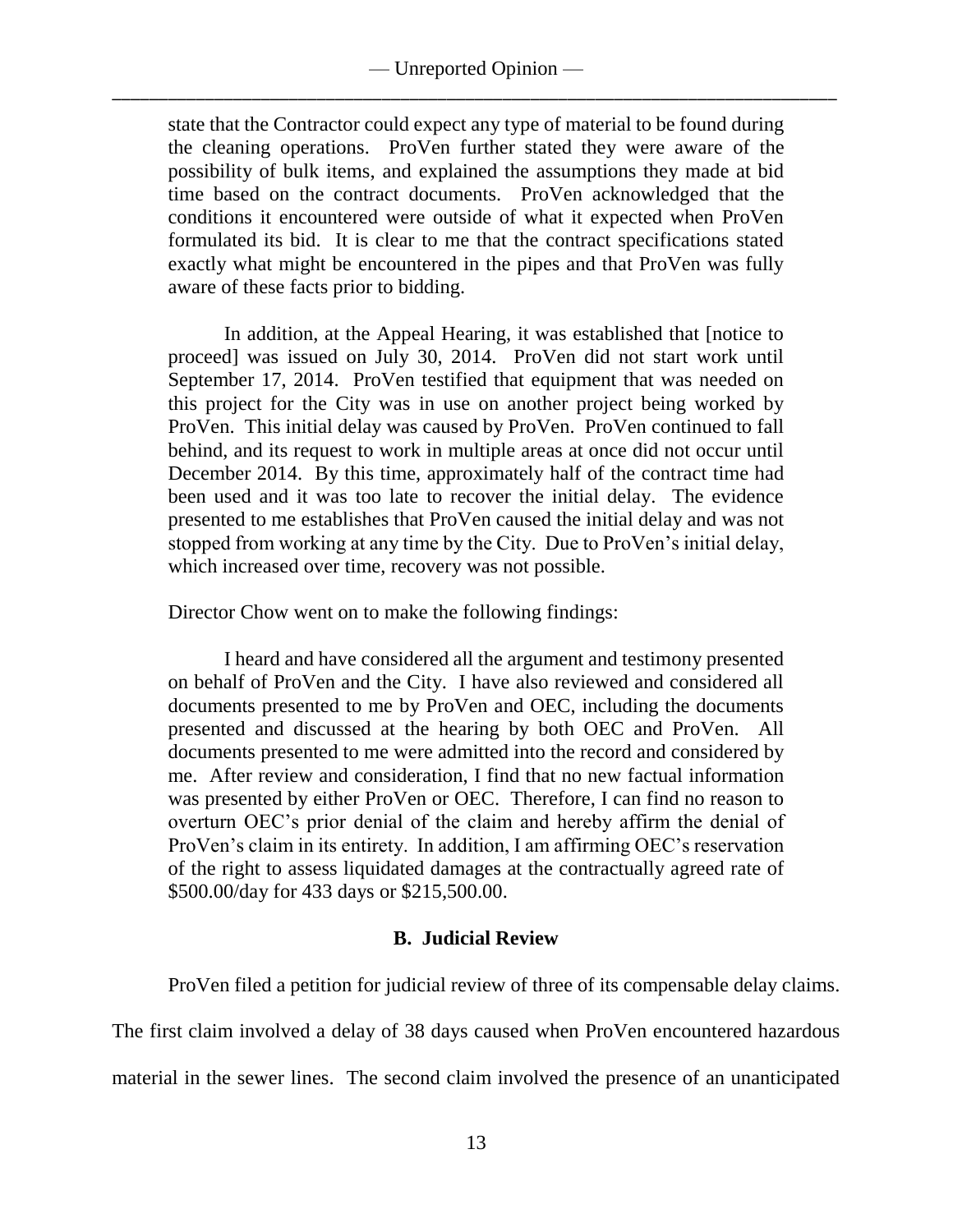> state that the Contractor could expect any type of material to be found during the cleaning operations. ProVen further stated they were aware of the possibility of bulk items, and explained the assumptions they made at bid time based on the contract documents. ProVen acknowledged that the conditions it encountered were outside of what it expected when ProVen formulated its bid. It is clear to me that the contract specifications stated exactly what might be encountered in the pipes and that ProVen was fully aware of these facts prior to bidding.
>
> In addition, at the Appeal Hearing, it was established that [notice to proceed] was issued on July 30, 2014. ProVen did not start work until September 17, 2014. ProVen testified that equipment that was needed on this project for the City was in use on another project being worked by ProVen. This initial delay was caused by ProVen. ProVen continued to fall behind, and its request to work in multiple areas at once did not occur until December 2014. By this time, approximately half of the contract time had been used and it was too late to recover the initial delay. The evidence presented to me establishes that ProVen caused the initial delay and was not stopped from working at any time by the City. Due to ProVen's initial delay, which increased over time, recovery was not possible.

Director Chow went on to make the following findings:

> I heard and have considered all the argument and testimony presented on behalf of ProVen and the City. I have also reviewed and considered all documents presented to me by ProVen and OEC, including the documents presented and discussed at the hearing by both OEC and ProVen. All documents presented to me were admitted into the record and considered by me. After review and consideration, I find that no new factual information was presented by either ProVen or OEC. Therefore, I can find no reason to overturn OEC's prior denial of the claim and hereby affirm the denial of ProVen's claim in its entirety. In addition, I am affirming OEC's reservation of the right to assess liquidated damages at the contractually agreed rate of $500.00/day for 433 days or $215,500.00.

## B. Judicial Review

ProVen filed a petition for judicial review of three of its compensable delay claims. The first claim involved a delay of 38 days caused when ProVen encountered hazardous material in the sewer lines. The second claim involved the presence of an unanticipated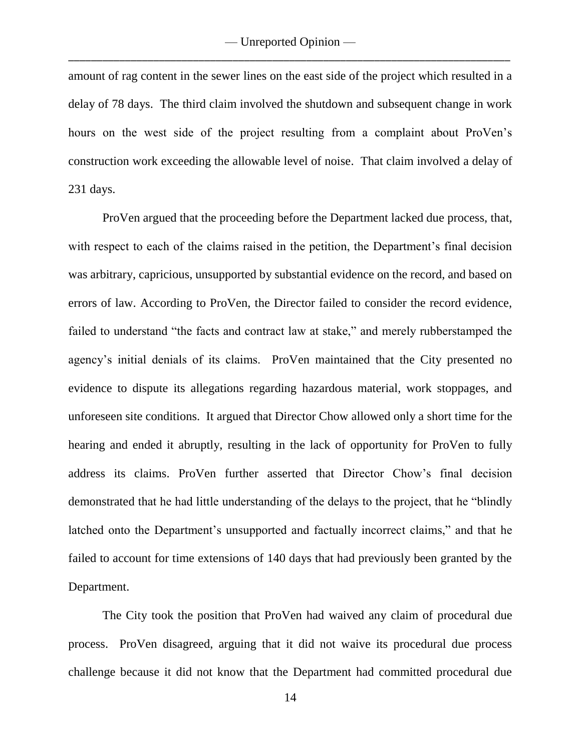amount of rag content in the sewer lines on the east side of the project which resulted in a delay of 78 days. The third claim involved the shutdown and subsequent change in work hours on the west side of the project resulting from a complaint about ProVen's construction work exceeding the allowable level of noise. That claim involved a delay of 231 days.

ProVen argued that the proceeding before the Department lacked due process, that, with respect to each of the claims raised in the petition, the Department's final decision was arbitrary, capricious, unsupported by substantial evidence on the record, and based on errors of law. According to ProVen, the Director failed to consider the record evidence, failed to understand "the facts and contract law at stake," and merely rubberstamped the agency's initial denials of its claims. ProVen maintained that the City presented no evidence to dispute its allegations regarding hazardous material, work stoppages, and unforeseen site conditions. It argued that Director Chow allowed only a short time for the hearing and ended it abruptly, resulting in the lack of opportunity for ProVen to fully address its claims. ProVen further asserted that Director Chow's final decision demonstrated that he had little understanding of the delays to the project, that he "blindly latched onto the Department's unsupported and factually incorrect claims," and that he failed to account for time extensions of 140 days that had previously been granted by the Department.

The City took the position that ProVen had waived any claim of procedural due process. ProVen disagreed, arguing that it did not waive its procedural due process challenge because it did not know that the Department had committed procedural due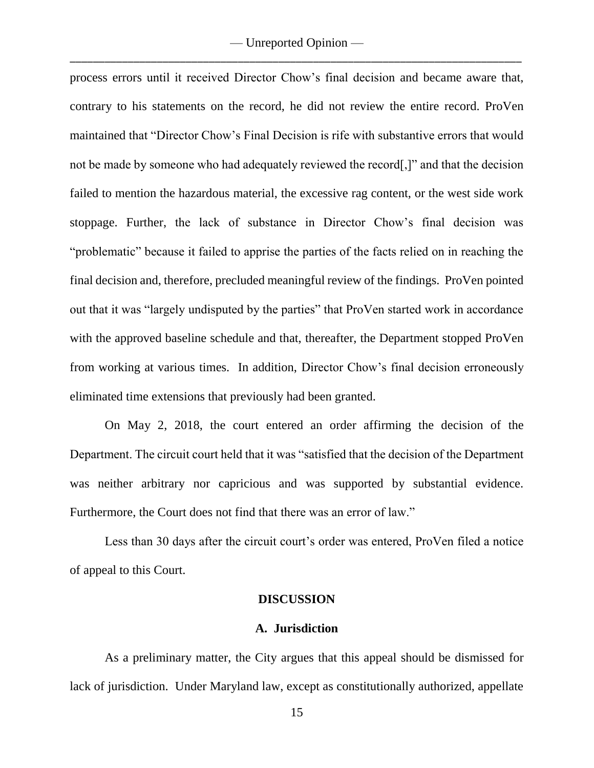process errors until it received Director Chow's final decision and became aware that, contrary to his statements on the record, he did not review the entire record. ProVen maintained that "Director Chow's Final Decision is rife with substantive errors that would not be made by someone who had adequately reviewed the record[,]" and that the decision failed to mention the hazardous material, the excessive rag content, or the west side work stoppage. Further, the lack of substance in Director Chow's final decision was "problematic" because it failed to apprise the parties of the facts relied on in reaching the final decision and, therefore, precluded meaningful review of the findings. ProVen pointed out that it was "largely undisputed by the parties" that ProVen started work in accordance with the approved baseline schedule and that, thereafter, the Department stopped ProVen from working at various times. In addition, Director Chow's final decision erroneously eliminated time extensions that previously had been granted.

On May 2, 2018, the court entered an order affirming the decision of the Department. The circuit court held that it was "satisfied that the decision of the Department was neither arbitrary nor capricious and was supported by substantial evidence. Furthermore, the Court does not find that there was an error of law."

Less than 30 days after the circuit court's order was entered, ProVen filed a notice of appeal to this Court.

## DISCUSSION

### A. Jurisdiction

As a preliminary matter, the City argues that this appeal should be dismissed for lack of jurisdiction. Under Maryland law, except as constitutionally authorized, appellate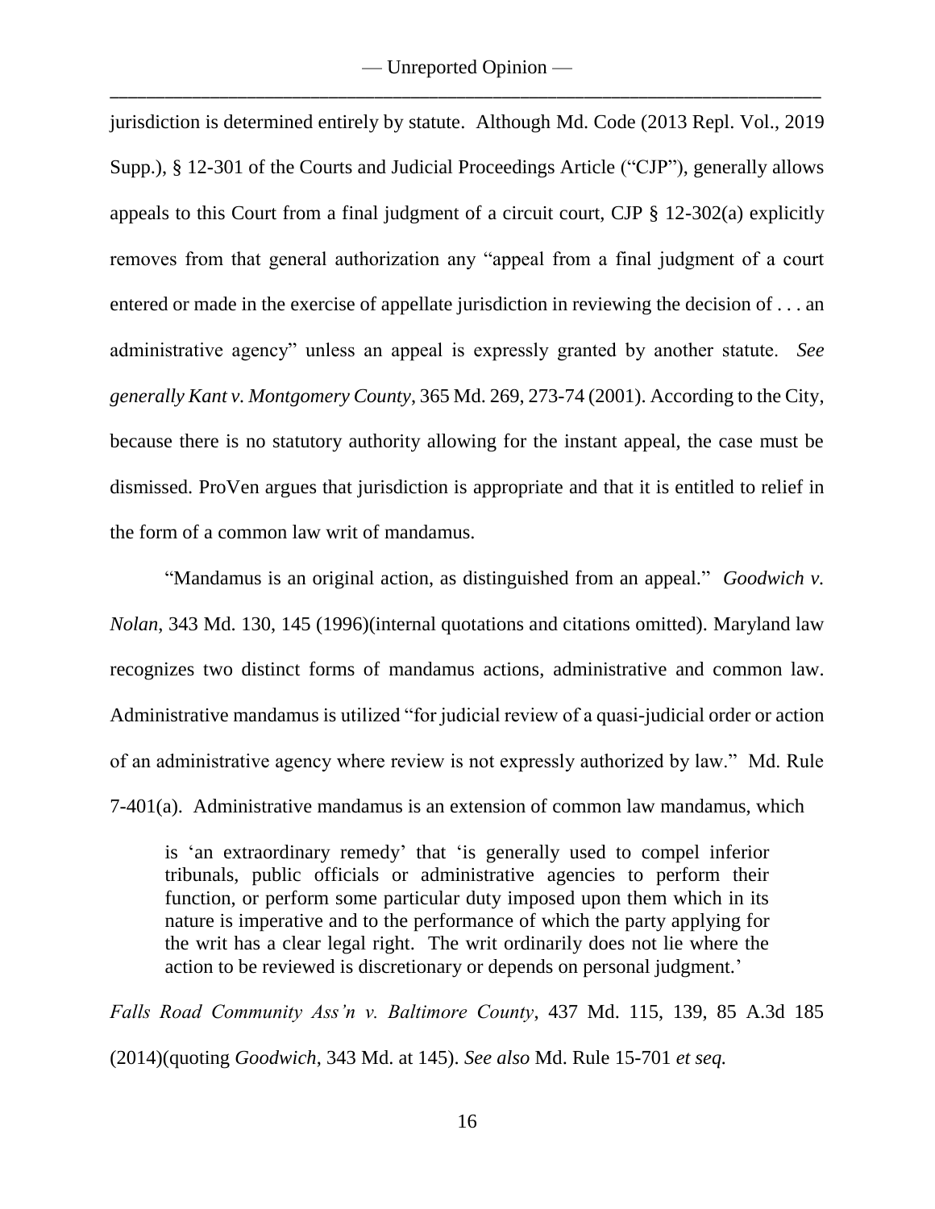jurisdiction is determined entirely by statute. Although Md. Code (2013 Repl. Vol., 2019 Supp.), § 12-301 of the Courts and Judicial Proceedings Article ("CJP"), generally allows appeals to this Court from a final judgment of a circuit court, CJP § 12-302(a) explicitly removes from that general authorization any "appeal from a final judgment of a court entered or made in the exercise of appellate jurisdiction in reviewing the decision of . . . an administrative agency" unless an appeal is expressly granted by another statute. *See generally Kant v. Montgomery County*, 365 Md. 269, 273-74 (2001). According to the City, because there is no statutory authority allowing for the instant appeal, the case must be dismissed. ProVen argues that jurisdiction is appropriate and that it is entitled to relief in the form of a common law writ of mandamus.

"Mandamus is an original action, as distinguished from an appeal." *Goodwich v. Nolan*, 343 Md. 130, 145 (1996)(internal quotations and citations omitted). Maryland law recognizes two distinct forms of mandamus actions, administrative and common law. Administrative mandamus is utilized "for judicial review of a quasi-judicial order or action of an administrative agency where review is not expressly authorized by law." Md. Rule 7-401(a). Administrative mandamus is an extension of common law mandamus, which

> is 'an extraordinary remedy' that 'is generally used to compel inferior tribunals, public officials or administrative agencies to perform their function, or perform some particular duty imposed upon them which in its nature is imperative and to the performance of which the party applying for the writ has a clear legal right. The writ ordinarily does not lie where the action to be reviewed is discretionary or depends on personal judgment.'

*Falls Road Community Ass'n v. Baltimore County*, 437 Md. 115, 139, 85 A.3d 185 (2014)(quoting *Goodwich*, 343 Md. at 145). *See also* Md. Rule 15-701 *et seq.*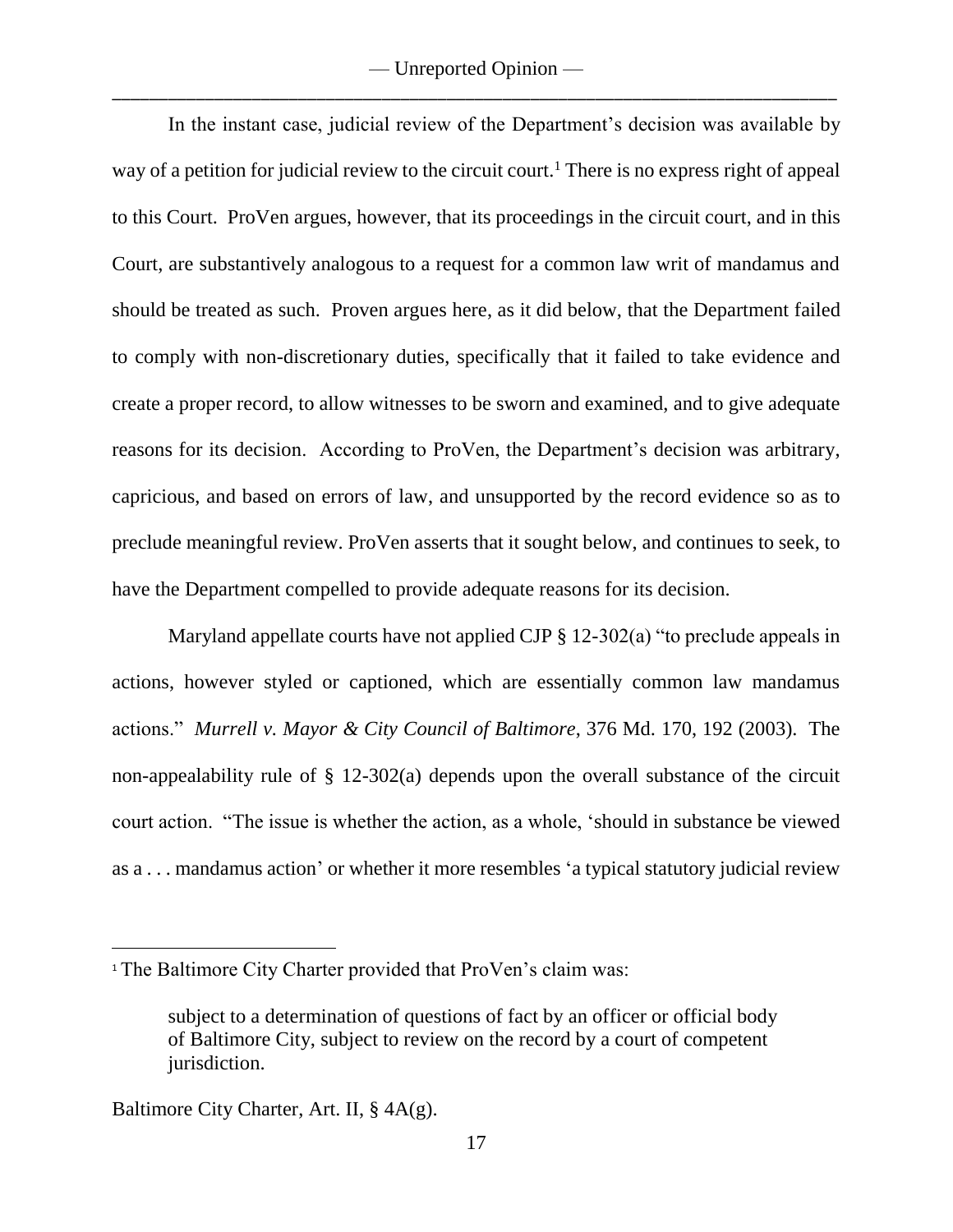In the instant case, judicial review of the Department's decision was available by way of a petition for judicial review to the circuit court.[1] There is no express right of appeal to this Court. ProVen argues, however, that its proceedings in the circuit court, and in this Court, are substantively analogous to a request for a common law writ of mandamus and should be treated as such. Proven argues here, as it did below, that the Department failed to comply with non-discretionary duties, specifically that it failed to take evidence and create a proper record, to allow witnesses to be sworn and examined, and to give adequate reasons for its decision. According to ProVen, the Department's decision was arbitrary, capricious, and based on errors of law, and unsupported by the record evidence so as to preclude meaningful review. ProVen asserts that it sought below, and continues to seek, to have the Department compelled to provide adequate reasons for its decision.

Maryland appellate courts have not applied CJP § 12-302(a) "to preclude appeals in actions, however styled or captioned, which are essentially common law mandamus actions." *Murrell v. Mayor & City Council of Baltimore*, 376 Md. 170, 192 (2003). The non-appealability rule of § 12-302(a) depends upon the overall substance of the circuit court action. "The issue is whether the action, as a whole, 'should in substance be viewed as a . . . mandamus action' or whether it more resembles 'a typical statutory judicial review

---

[1] The Baltimore City Charter provided that ProVen's claim was:

> subject to a determination of questions of fact by an officer or official body of Baltimore City, subject to review on the record by a court of competent jurisdiction.

Baltimore City Charter, Art. II, § 4A(g).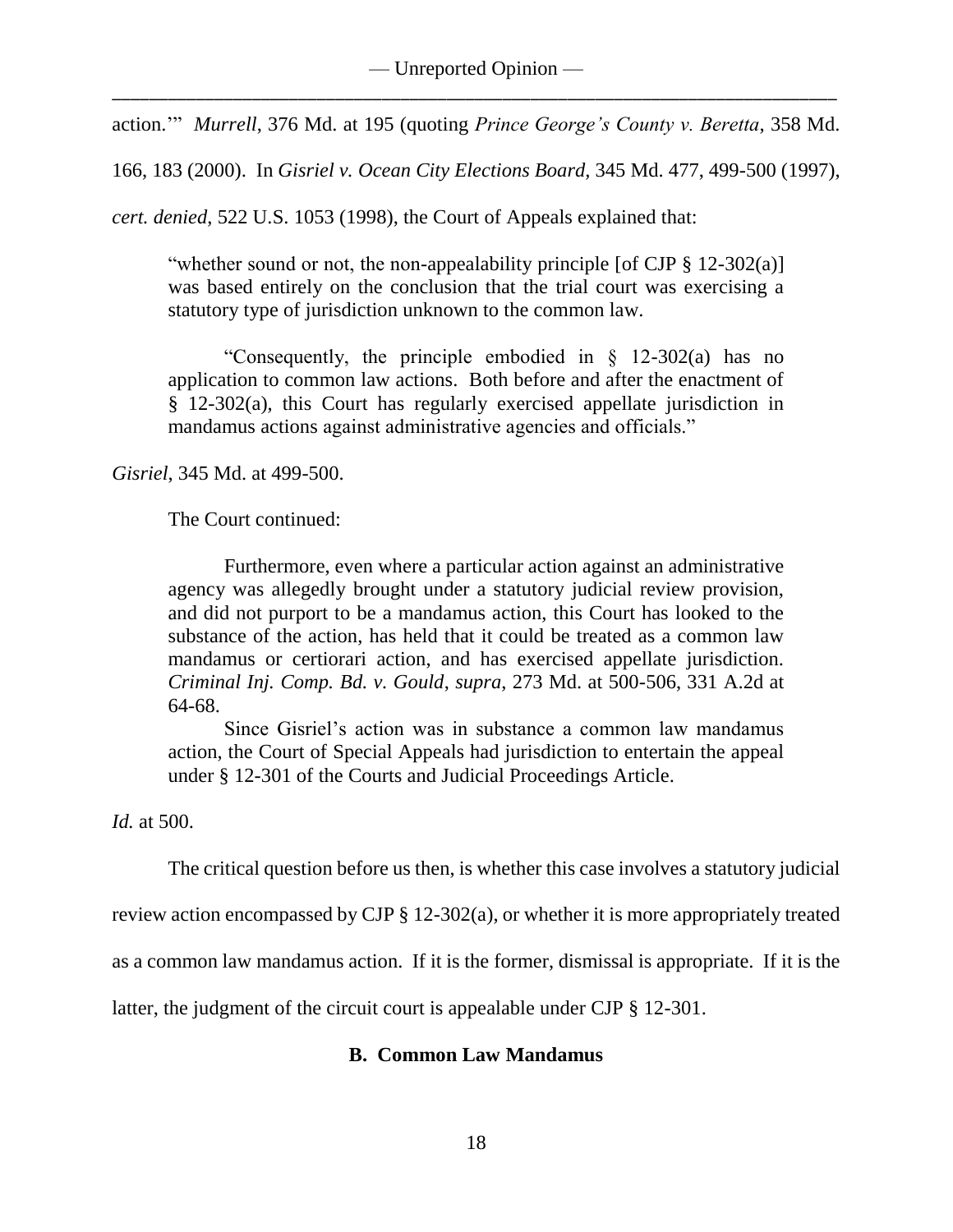action.'" *Murrell*, 376 Md. at 195 (quoting *Prince George's County v. Beretta*, 358 Md. 166, 183 (2000). In *Gisriel v. Ocean City Elections Board*, 345 Md. 477, 499-500 (1997), *cert. denied*, 522 U.S. 1053 (1998), the Court of Appeals explained that:

> "whether sound or not, the non-appealability principle [of CJP § 12-302(a)] was based entirely on the conclusion that the trial court was exercising a statutory type of jurisdiction unknown to the common law.
>
> "Consequently, the principle embodied in § 12-302(a) has no application to common law actions. Both before and after the enactment of § 12-302(a), this Court has regularly exercised appellate jurisdiction in mandamus actions against administrative agencies and officials."

*Gisriel*, 345 Md. at 499-500.

The Court continued:

> Furthermore, even where a particular action against an administrative agency was allegedly brought under a statutory judicial review provision, and did not purport to be a mandamus action, this Court has looked to the substance of the action, has held that it could be treated as a common law mandamus or certiorari action, and has exercised appellate jurisdiction. *Criminal Inj. Comp. Bd. v. Gould*, *supra*, 273 Md. at 500-506, 331 A.2d at 64-68.
>
> Since Gisriel's action was in substance a common law mandamus action, the Court of Special Appeals had jurisdiction to entertain the appeal under § 12-301 of the Courts and Judicial Proceedings Article.

*Id.* at 500.

The critical question before us then, is whether this case involves a statutory judicial review action encompassed by CJP § 12-302(a), or whether it is more appropriately treated as a common law mandamus action. If it is the former, dismissal is appropriate. If it is the latter, the judgment of the circuit court is appealable under CJP § 12-301.

### B. Common Law Mandamus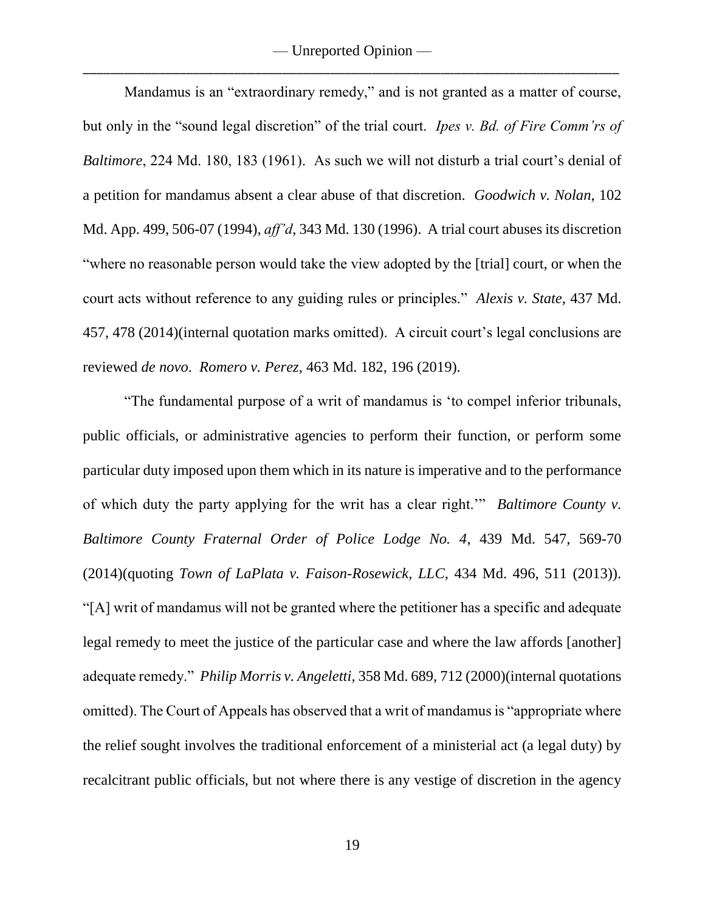Mandamus is an "extraordinary remedy," and is not granted as a matter of course, but only in the "sound legal discretion" of the trial court. *Ipes v. Bd. of Fire Comm'rs of Baltimore*, 224 Md. 180, 183 (1961). As such we will not disturb a trial court's denial of a petition for mandamus absent a clear abuse of that discretion. *Goodwich v. Nolan*, 102 Md. App. 499, 506-07 (1994), *aff'd*, 343 Md. 130 (1996). A trial court abuses its discretion "where no reasonable person would take the view adopted by the [trial] court, or when the court acts without reference to any guiding rules or principles." *Alexis v. State*, 437 Md. 457, 478 (2014)(internal quotation marks omitted). A circuit court's legal conclusions are reviewed *de novo*. *Romero v. Perez*, 463 Md. 182, 196 (2019).

"The fundamental purpose of a writ of mandamus is 'to compel inferior tribunals, public officials, or administrative agencies to perform their function, or perform some particular duty imposed upon them which in its nature is imperative and to the performance of which duty the party applying for the writ has a clear right.'" *Baltimore County v. Baltimore County Fraternal Order of Police Lodge No. 4*, 439 Md. 547, 569-70 (2014)(quoting *Town of LaPlata v. Faison-Rosewick, LLC*, 434 Md. 496, 511 (2013)). "[A] writ of mandamus will not be granted where the petitioner has a specific and adequate legal remedy to meet the justice of the particular case and where the law affords [another] adequate remedy." *Philip Morris v. Angeletti*, 358 Md. 689, 712 (2000)(internal quotations omitted). The Court of Appeals has observed that a writ of mandamus is "appropriate where the relief sought involves the traditional enforcement of a ministerial act (a legal duty) by recalcitrant public officials, but not where there is any vestige of discretion in the agency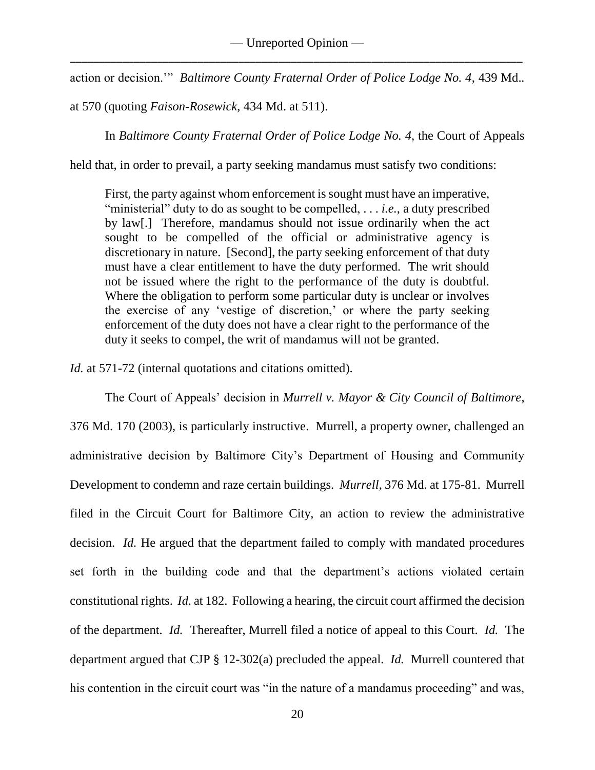action or decision.'" *Baltimore County Fraternal Order of Police Lodge No. 4*, 439 Md.. at 570 (quoting *Faison-Rosewick*, 434 Md. at 511).

In *Baltimore County Fraternal Order of Police Lodge No. 4*, the Court of Appeals held that, in order to prevail, a party seeking mandamus must satisfy two conditions:

> First, the party against whom enforcement is sought must have an imperative, "ministerial" duty to do as sought to be compelled, . . . *i.e.*, a duty prescribed by law[.] Therefore, mandamus should not issue ordinarily when the act sought to be compelled of the official or administrative agency is discretionary in nature. [Second], the party seeking enforcement of that duty must have a clear entitlement to have the duty performed. The writ should not be issued where the right to the performance of the duty is doubtful. Where the obligation to perform some particular duty is unclear or involves the exercise of any 'vestige of discretion,' or where the party seeking enforcement of the duty does not have a clear right to the performance of the duty it seeks to compel, the writ of mandamus will not be granted.

*Id.* at 571-72 (internal quotations and citations omitted).

The Court of Appeals' decision in *Murrell v. Mayor & City Council of Baltimore*, 376 Md. 170 (2003), is particularly instructive. Murrell, a property owner, challenged an administrative decision by Baltimore City's Department of Housing and Community Development to condemn and raze certain buildings. *Murrell*, 376 Md. at 175-81. Murrell filed in the Circuit Court for Baltimore City, an action to review the administrative decision. *Id.* He argued that the department failed to comply with mandated procedures set forth in the building code and that the department's actions violated certain constitutional rights. *Id.* at 182. Following a hearing, the circuit court affirmed the decision of the department. *Id.* Thereafter, Murrell filed a notice of appeal to this Court. *Id.* The department argued that CJP § 12-302(a) precluded the appeal. *Id.* Murrell countered that his contention in the circuit court was "in the nature of a mandamus proceeding" and was,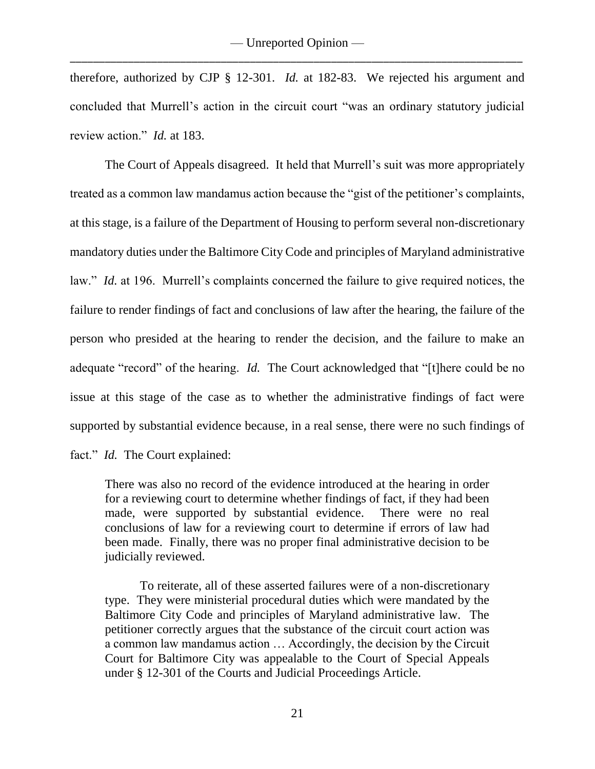therefore, authorized by CJP § 12-301. *Id.* at 182-83. We rejected his argument and concluded that Murrell's action in the circuit court "was an ordinary statutory judicial review action." *Id.* at 183.

The Court of Appeals disagreed. It held that Murrell's suit was more appropriately treated as a common law mandamus action because the "gist of the petitioner's complaints, at this stage, is a failure of the Department of Housing to perform several non-discretionary mandatory duties under the Baltimore City Code and principles of Maryland administrative law." *Id.* at 196. Murrell's complaints concerned the failure to give required notices, the failure to render findings of fact and conclusions of law after the hearing, the failure of the person who presided at the hearing to render the decision, and the failure to make an adequate "record" of the hearing. *Id.* The Court acknowledged that "[t]here could be no issue at this stage of the case as to whether the administrative findings of fact were supported by substantial evidence because, in a real sense, there were no such findings of fact." *Id.* The Court explained:

> There was also no record of the evidence introduced at the hearing in order for a reviewing court to determine whether findings of fact, if they had been made, were supported by substantial evidence. There were no real conclusions of law for a reviewing court to determine if errors of law had been made. Finally, there was no proper final administrative decision to be judicially reviewed.
>
> To reiterate, all of these asserted failures were of a non-discretionary type. They were ministerial procedural duties which were mandated by the Baltimore City Code and principles of Maryland administrative law. The petitioner correctly argues that the substance of the circuit court action was a common law mandamus action … Accordingly, the decision by the Circuit Court for Baltimore City was appealable to the Court of Special Appeals under § 12-301 of the Courts and Judicial Proceedings Article.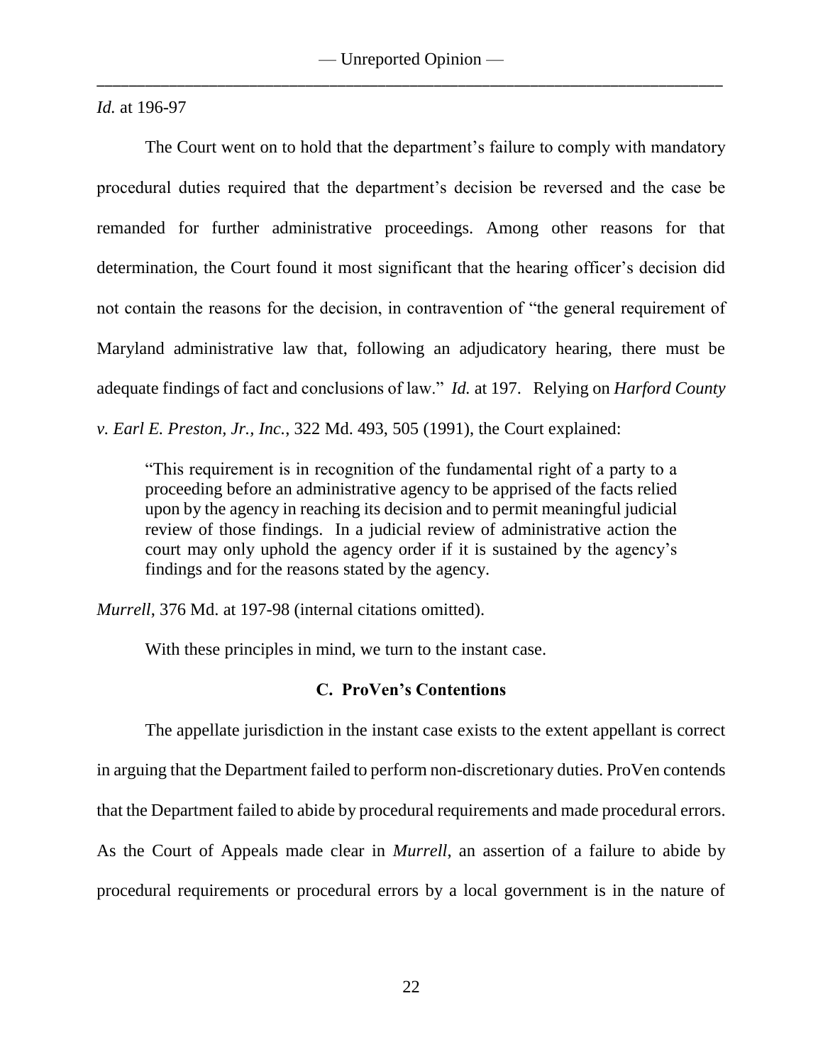*Id.* at 196-97

The Court went on to hold that the department's failure to comply with mandatory procedural duties required that the department's decision be reversed and the case be remanded for further administrative proceedings. Among other reasons for that determination, the Court found it most significant that the hearing officer's decision did not contain the reasons for the decision, in contravention of "the general requirement of Maryland administrative law that, following an adjudicatory hearing, there must be adequate findings of fact and conclusions of law." *Id.* at 197. Relying on *Harford County v. Earl E. Preston, Jr., Inc.*, 322 Md. 493, 505 (1991), the Court explained:

> "This requirement is in recognition of the fundamental right of a party to a proceeding before an administrative agency to be apprised of the facts relied upon by the agency in reaching its decision and to permit meaningful judicial review of those findings. In a judicial review of administrative action the court may only uphold the agency order if it is sustained by the agency's findings and for the reasons stated by the agency.

*Murrell*, 376 Md. at 197-98 (internal citations omitted).

With these principles in mind, we turn to the instant case.

### C. ProVen's Contentions

The appellate jurisdiction in the instant case exists to the extent appellant is correct in arguing that the Department failed to perform non-discretionary duties. ProVen contends that the Department failed to abide by procedural requirements and made procedural errors. As the Court of Appeals made clear in *Murrell*, an assertion of a failure to abide by procedural requirements or procedural errors by a local government is in the nature of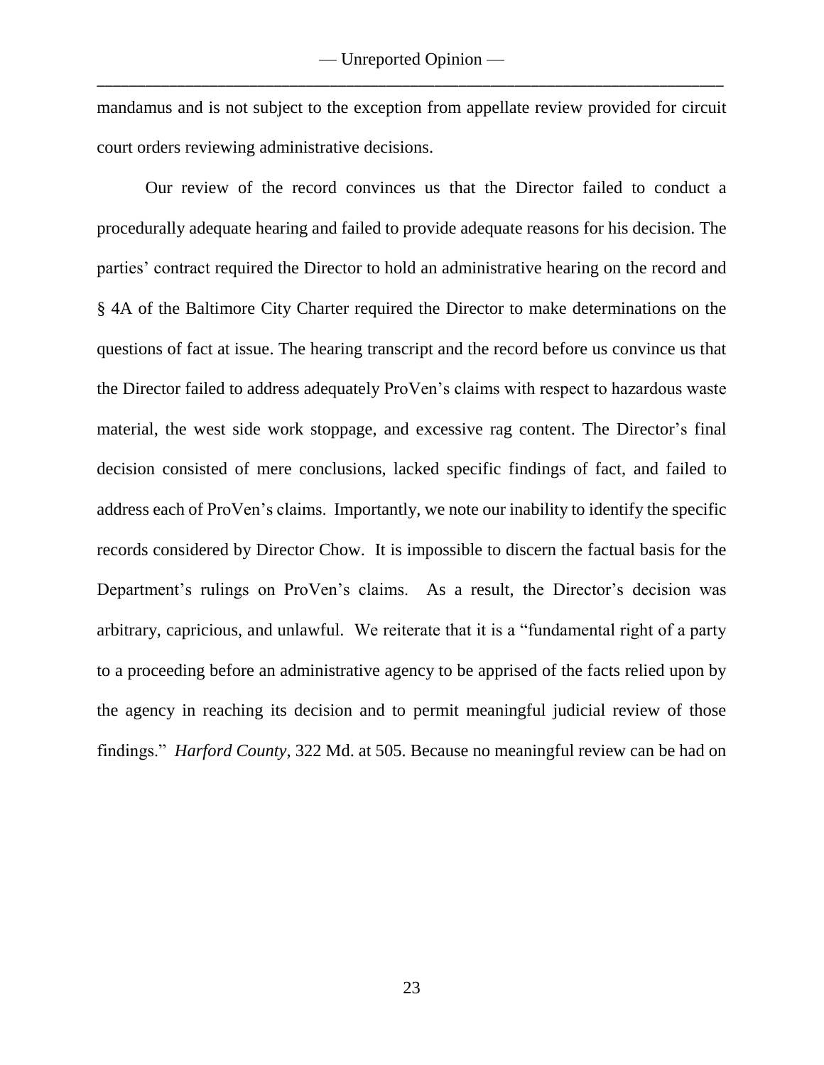mandamus and is not subject to the exception from appellate review provided for circuit court orders reviewing administrative decisions.

Our review of the record convinces us that the Director failed to conduct a procedurally adequate hearing and failed to provide adequate reasons for his decision. The parties' contract required the Director to hold an administrative hearing on the record and § 4A of the Baltimore City Charter required the Director to make determinations on the questions of fact at issue. The hearing transcript and the record before us convince us that the Director failed to address adequately ProVen's claims with respect to hazardous waste material, the west side work stoppage, and excessive rag content. The Director's final decision consisted of mere conclusions, lacked specific findings of fact, and failed to address each of ProVen's claims. Importantly, we note our inability to identify the specific records considered by Director Chow. It is impossible to discern the factual basis for the Department's rulings on ProVen's claims. As a result, the Director's decision was arbitrary, capricious, and unlawful. We reiterate that it is a "fundamental right of a party to a proceeding before an administrative agency to be apprised of the facts relied upon by the agency in reaching its decision and to permit meaningful judicial review of those findings." *Harford County*, 322 Md. at 505. Because no meaningful review can be had on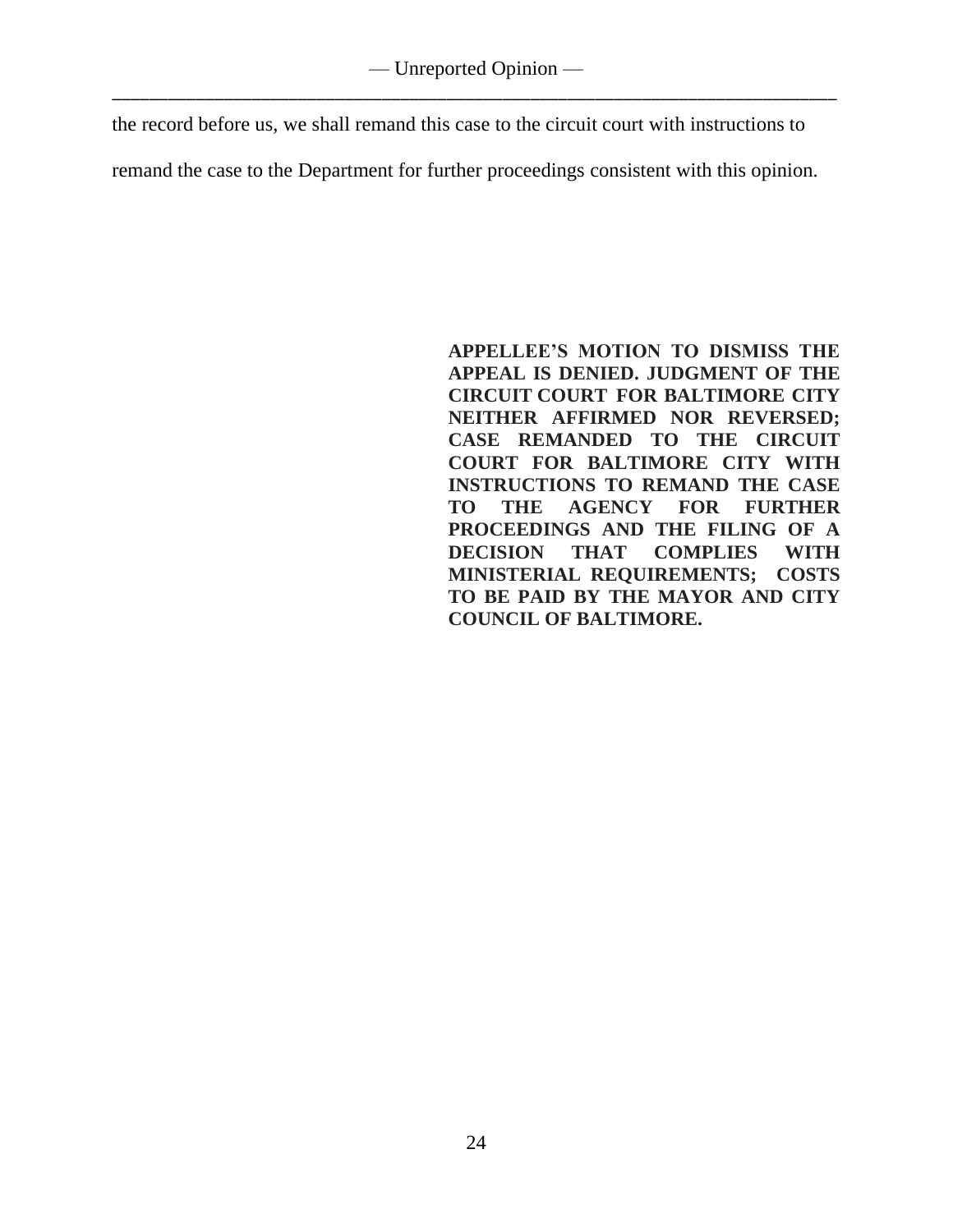the record before us, we shall remand this case to the circuit court with instructions to remand the case to the Department for further proceedings consistent with this opinion.

**APPELLEE'S MOTION TO DISMISS THE APPEAL IS DENIED. JUDGMENT OF THE CIRCUIT COURT FOR BALTIMORE CITY NEITHER AFFIRMED NOR REVERSED; CASE REMANDED TO THE CIRCUIT COURT FOR BALTIMORE CITY WITH INSTRUCTIONS TO REMAND THE CASE TO THE AGENCY FOR FURTHER PROCEEDINGS AND THE FILING OF A DECISION THAT COMPLIES WITH MINISTERIAL REQUIREMENTS; COSTS TO BE PAID BY THE MAYOR AND CITY COUNCIL OF BALTIMORE.**